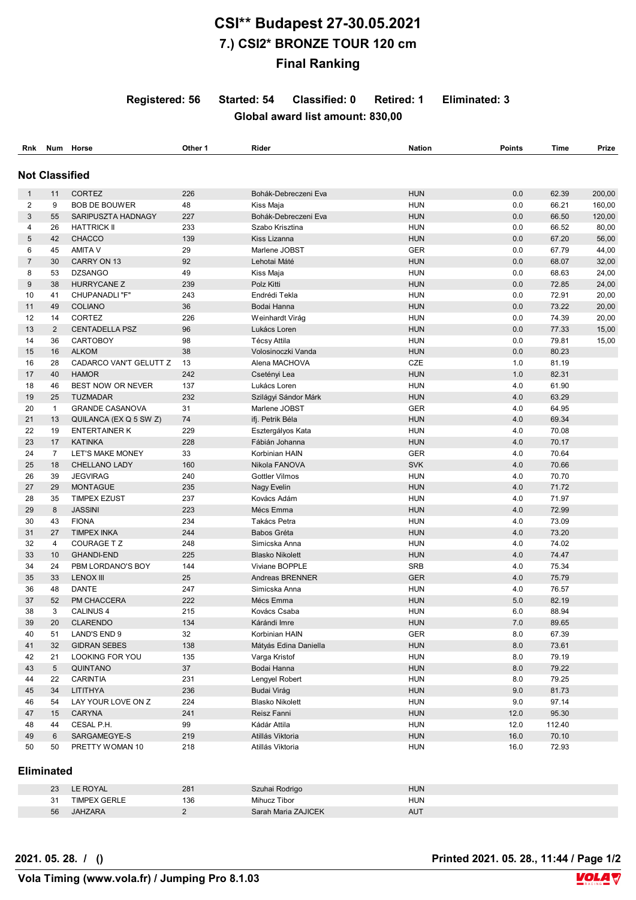# CSI** Budapest 27-30.05.2021

## 7.) CSI2* BRONZE TOUR 120 cm

## Final Ranking

**Registered: 56 Started: 54 Classified: 0 Retired: 1 Eliminated: 3**

**Global award list amount: 830,00**

### Not Classified

| Rnk | Num | Horse | Other 1 | Rider | Nation | Points | Time | Prize |
|---|---|---|---|---|---|---|---|---|
| 1 | 11 | CORTEZ | 226 | Bohák-Debreczeni Eva | HUN | 0.0 | 62.39 | 200,00 |
| 2 | 9 | BOB DE BOUWER | 48 | Kiss Maja | HUN | 0.0 | 66.21 | 160,00 |
| 3 | 55 | SARIPUSZTA HADNAGY | 227 | Bohák-Debreczeni Eva | HUN | 0.0 | 66.50 | 120,00 |
| 4 | 26 | HATTRICK II | 233 | Szabo Krisztina | HUN | 0.0 | 66.52 | 80,00 |
| 5 | 42 | CHACCO | 139 | Kiss Lizanna | HUN | 0.0 | 67.20 | 56,00 |
| 6 | 45 | AMITA V | 29 | Marlene JOBST | GER | 0.0 | 67.79 | 44,00 |
| 7 | 30 | CARRY ON 13 | 92 | Lehotai Máté | HUN | 0.0 | 68.07 | 32,00 |
| 8 | 53 | DZSANGO | 49 | Kiss Maja | HUN | 0.0 | 68.63 | 24,00 |
| 9 | 38 | HURRYCANE Z | 239 | Polz Kitti | HUN | 0.0 | 72.85 | 24,00 |
| 10 | 41 | CHUPANADLI "F" | 243 | Endrédi Tekla | HUN | 0.0 | 72.91 | 20,00 |
| 11 | 49 | COLIANO | 36 | Bodai Hanna | HUN | 0.0 | 73.22 | 20,00 |
| 12 | 14 | CORTEZ | 226 | Weinhardt Virág | HUN | 0.0 | 74.39 | 20,00 |
| 13 | 2 | CENTADELLA PSZ | 96 | Lukács Loren | HUN | 0.0 | 77.33 | 15,00 |
| 14 | 36 | CARTOBOY | 98 | Técsy Attila | HUN | 0.0 | 79.81 | 15,00 |
| 15 | 16 | ALKOM | 38 | Volosinoczki Vanda | HUN | 0.0 | 80.23 | |
| 16 | 28 | CADARCO VAN'T GELUTT Z | 13 | Alena MACHOVA | CZE | 1.0 | 81.19 | |
| 17 | 40 | HAMOR | 242 | Csetényi Lea | HUN | 1.0 | 82.31 | |
| 18 | 46 | BEST NOW OR NEVER | 137 | Lukács Loren | HUN | 4.0 | 61.90 | |
| 19 | 25 | TUZMADAR | 232 | Szilágyi Sándor Márk | HUN | 4.0 | 63.29 | |
| 20 | 1 | GRANDE CASANOVA | 31 | Marlene JOBST | GER | 4.0 | 64.95 | |
| 21 | 13 | QUILANCA (EX Q 5 SW Z) | 74 | ifj. Petrik Béla | HUN | 4.0 | 69.34 | |
| 22 | 19 | ENTERTAINER K | 229 | Esztergályos Kata | HUN | 4.0 | 70.08 | |
| 23 | 17 | KATINKA | 228 | Fábián Johanna | HUN | 4.0 | 70.17 | |
| 24 | 7 | LET'S MAKE MONEY | 33 | Korbinian HAIN | GER | 4.0 | 70.64 | |
| 25 | 18 | CHELLANO LADY | 160 | Nikola FANOVA | SVK | 4.0 | 70.66 | |
| 26 | 39 | JEGVIRAG | 240 | Gottler Vilmos | HUN | 4.0 | 70.70 | |
| 27 | 29 | MONTAGUE | 235 | Nagy Evelin | HUN | 4.0 | 71.72 | |
| 28 | 35 | TIMPEX EZUST | 237 | Kovács Adám | HUN | 4.0 | 71.97 | |
| 29 | 8 | JASSINI | 223 | Mécs Emma | HUN | 4.0 | 72.99 | |
| 30 | 43 | FIONA | 234 | Takács Petra | HUN | 4.0 | 73.09 | |
| 31 | 27 | TIMPEX INKA | 244 | Babos Gréta | HUN | 4.0 | 73.20 | |
| 32 | 4 | COURAGE T Z | 248 | Simicska Anna | HUN | 4.0 | 74.02 | |
| 33 | 10 | GHANDI-END | 225 | Blasko Nikolett | HUN | 4.0 | 74.47 | |
| 34 | 24 | PBM LORDANO'S BOY | 144 | Viviane BOPPLE | SRB | 4.0 | 75.34 | |
| 35 | 33 | LENOX III | 25 | Andreas BRENNER | GER | 4.0 | 75.79 | |
| 36 | 48 | DANTE | 247 | Simicska Anna | HUN | 4.0 | 76.57 | |
| 37 | 52 | PM CHACCERA | 222 | Mécs Emma | HUN | 5.0 | 82.19 | |
| 38 | 3 | CALINUS 4 | 215 | Kovács Csaba | HUN | 6.0 | 88.94 | |
| 39 | 20 | CLARENDO | 134 | Kárándi Imre | HUN | 7.0 | 89.65 | |
| 40 | 51 | LAND'S END 9 | 32 | Korbinian HAIN | GER | 8.0 | 67.39 | |
| 41 | 32 | GIDRAN SEBES | 138 | Mátyás Edina Daniella | HUN | 8.0 | 73.61 | |
| 42 | 21 | LOOKING FOR YOU | 135 | Varga Kristof | HUN | 8.0 | 79.19 | |
| 43 | 5 | QUINTANO | 37 | Bodai Hanna | HUN | 8.0 | 79.22 | |
| 44 | 22 | CARINTIA | 231 | Lengyel Robert | HUN | 8.0 | 79.25 | |
| 45 | 34 | LITITHYA | 236 | Budai Virág | HUN | 9.0 | 81.73 | |
| 46 | 54 | LAY YOUR LOVE ON Z | 224 | Blasko Nikolett | HUN | 9.0 | 97.14 | |
| 47 | 15 | CARYNA | 241 | Reisz Fanni | HUN | 12.0 | 95.30 | |
| 48 | 44 | CESAL P.H. | 99 | Kádár Attila | HUN | 12.0 | 112.40 | |
| 49 | 6 | SARGAMEGYE-S | 219 | Atillás Viktoria | HUN | 16.0 | 70.10 | |
| 50 | 50 | PRETTY WOMAN 10 | 218 | Atillás Viktoria | HUN | 16.0 | 72.93 | |

### Eliminated

| Rnk | Num | Horse | Other 1 | Rider | Nation | Points | Time | Prize |
|---|---|---|---|---|---|---|---|---|
| | 23 | LE ROYAL | 281 | Szuhai Rodrigo | HUN | | | |
| | 31 | TIMPEX GERLE | 136 | Mihucz Tibor | HUN | | | |
| | 56 | JAHZARA | 2 | Sarah Maria ZAJICEK | AUT | | | |

**2021. 05. 28. / ()**

**Printed 2021. 05. 28., 11:44 / Page 1/2**

**Vola Timing (www.vola.fr) / Jumping Pro 8.1.03**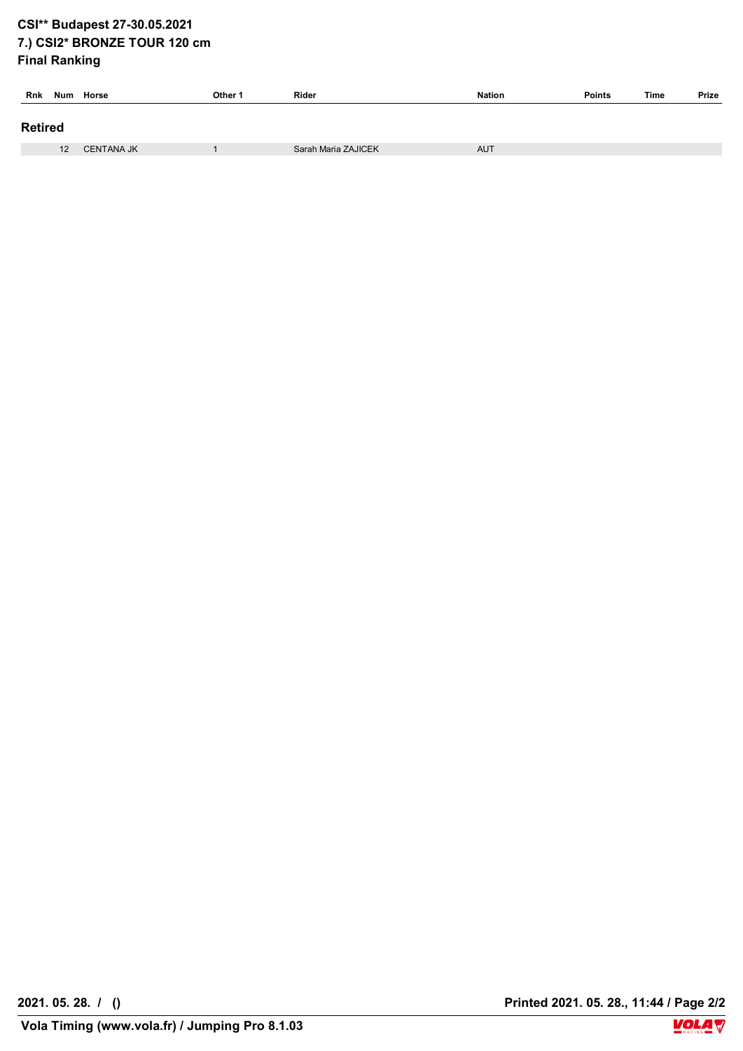CSI** Budapest 27-30.05.2021
7.) CSI2* BRONZE TOUR 120 cm
Final Ranking

| Rnk | Num | Horse | Other 1 | Rider | Nation | Points | Time | Prize |
|---|---|---|---|---|---|---|---|---|
| **Retired** | | | | | | | | |
| | 12 | CENTANA JK | 1 | Sarah Maria ZAJICEK | AUT | | | |

2021. 05. 28. / ()

Printed 2021. 05. 28., 11:44

Vola Timing (www.vola.fr) / Jumping Pro 8.1.03